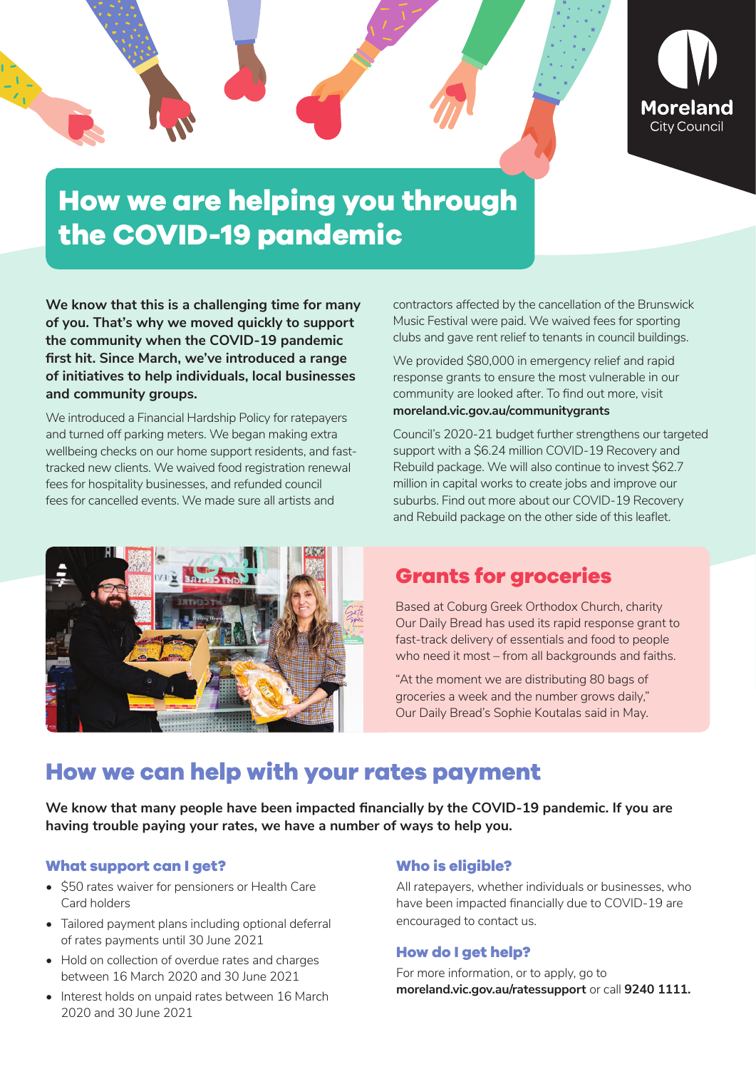Moreland City Council

# How we are helping you through the COVID-19 pandemic

**We know that this is a challenging time for many of you. That's why we moved quickly to support the community when the COVID-19 pandemic first hit. Since March, we've introduced a range of initiatives to help individuals, local businesses and community groups.**

We introduced a Financial Hardship Policy for ratepayers and turned off parking meters. We began making extra wellbeing checks on our home support residents, and fast-tracked new clients. We waived food registration renewal fees for hospitality businesses, and refunded council fees for cancelled events. We made sure all artists and contractors affected by the cancellation of the Brunswick Music Festival were paid. We waived fees for sporting clubs and gave rent relief to tenants in council buildings.

We provided $80,000 in emergency relief and rapid response grants to ensure the most vulnerable in our community are looked after. To find out more, visit **moreland.vic.gov.au/communitygrants**

Council's 2020-21 budget further strengthens our targeted support with a $6.24 million COVID-19 Recovery and Rebuild package. We will also continue to invest $62.7 million in capital works to create jobs and improve our suburbs. Find out more about our COVID-19 Recovery and Rebuild package on the other side of this leaflet.

## Grants for groceries

Based at Coburg Greek Orthodox Church, charity Our Daily Bread has used its rapid response grant to fast-track delivery of essentials and food to people who need it most – from all backgrounds and faiths.

"At the moment we are distributing 80 bags of groceries a week and the number grows daily," Our Daily Bread's Sophie Koutalas said in May.

## How we can help with your rates payment

**We know that many people have been impacted financially by the COVID-19 pandemic. If you are having trouble paying your rates, we have a number of ways to help you.**

### What support can I get?

- $50 rates waiver for pensioners or Health Care Card holders
- Tailored payment plans including optional deferral of rates payments until 30 June 2021
- Hold on collection of overdue rates and charges between 16 March 2020 and 30 June 2021
- Interest holds on unpaid rates between 16 March 2020 and 30 June 2021

### Who is eligible?

All ratepayers, whether individuals or businesses, who have been impacted financially due to COVID-19 are encouraged to contact us.

### How do I get help?

For more information, or to apply, go to **moreland.vic.gov.au/ratessupport** or call **9240 1111.**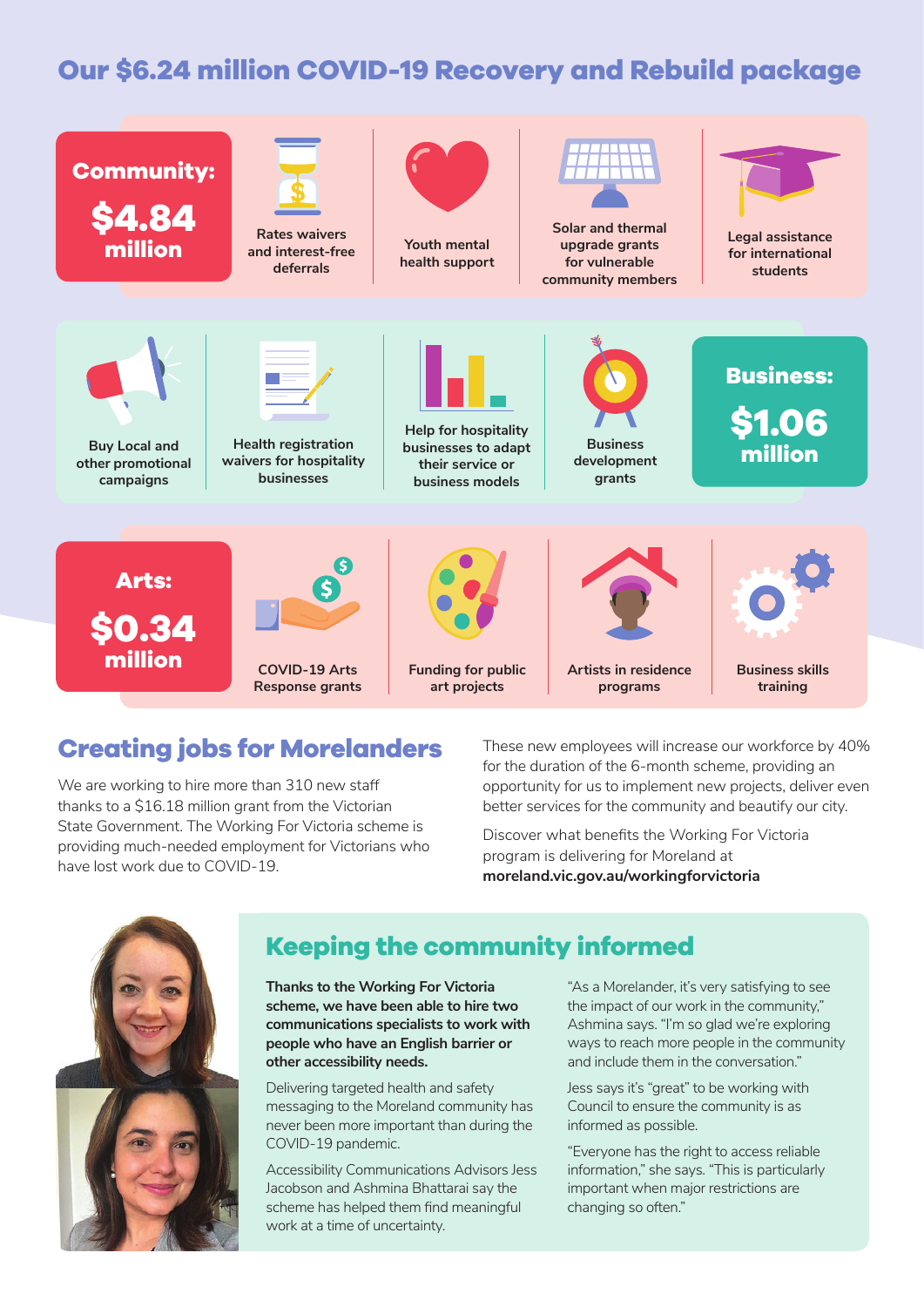## Our $6.24 million COVID-19 Recovery and Rebuild package

**Community: $4.84 million**

- Rates waivers and interest-free deferrals
- Youth mental health support
- Solar and thermal upgrade grants for vulnerable community members
- Legal assistance for international students

**Business: $1.06 million**

- Buy Local and other promotional campaigns
- Health registration waivers for hospitality businesses
- Help for hospitality businesses to adapt their service or business models
- Business development grants

**Arts: $0.34 million**

- COVID-19 Arts Response grants
- Funding for public art projects
- Artists in residence programs
- Business skills training

## Creating jobs for Morelanders

We are working to hire more than 310 new staff thanks to a $16.18 million grant from the Victorian State Government. The Working For Victoria scheme is providing much-needed employment for Victorians who have lost work due to COVID-19.

These new employees will increase our workforce by 40% for the duration of the 6-month scheme, providing an opportunity for us to implement new projects, deliver even better services for the community and beautify our city.

Discover what benefits the Working For Victoria program is delivering for Moreland at **moreland.vic.gov.au/workingforvictoria**

## Keeping the community informed

**Thanks to the Working For Victoria scheme, we have been able to hire two communications specialists to work with people who have an English barrier or other accessibility needs.**

Delivering targeted health and safety messaging to the Moreland community has never been more important than during the COVID-19 pandemic.

Accessibility Communications Advisors Jess Jacobson and Ashmina Bhattarai say the scheme has helped them find meaningful work at a time of uncertainty.

"As a Morelander, it's very satisfying to see the impact of our work in the community," Ashmina says. "I'm so glad we're exploring ways to reach more people in the community and include them in the conversation."

Jess says it's "great" to be working with Council to ensure the community is as informed as possible.

"Everyone has the right to access reliable information," she says. "This is particularly important when major restrictions are changing so often."